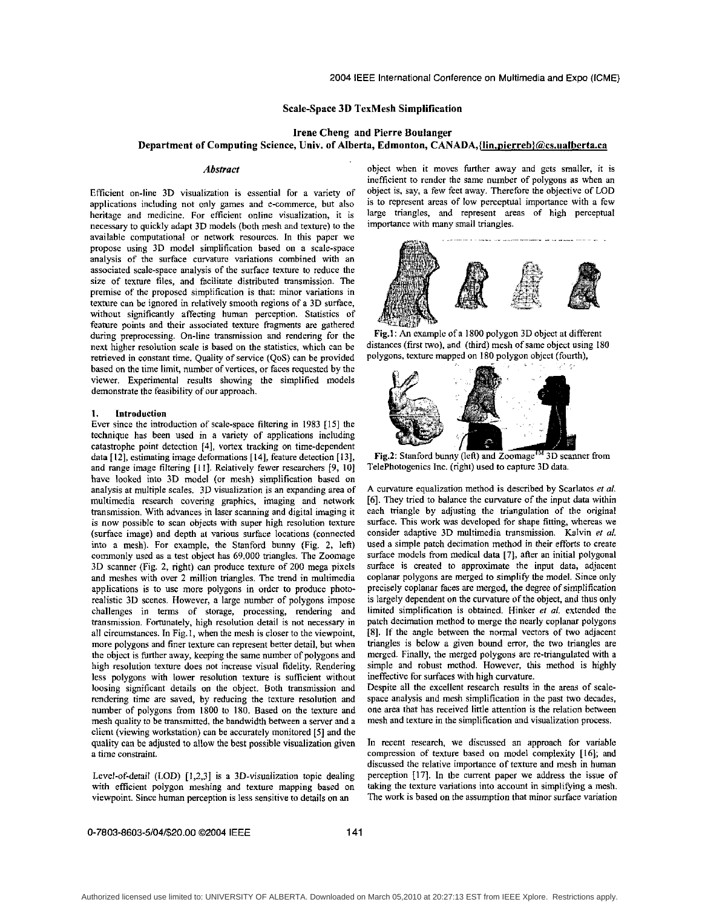# Scale-Space 3D TexMesh Simplification

**Irene Cheng and Pierre Boulanger**
**Department of Computing Science, Univ. of Alberta, Edmonton, CANADA, {lin,pierreb}@cs.ualberta.ca**

## *Abstract*

Efficient on-line 3D visualization is essential for a variety of applications including not only games and e-commerce, but also heritage and medicine. For efficient online visualization, it is necessary to quickly adapt 3D models (both mesh and texture) to the available computational or network resources. In this paper we propose using 3D model simplification based on a scale-space analysis of the surface curvature variations combined with an associated scale-space analysis of the surface texture to reduce the size of texture files, and facilitate distributed transmission. The premise of the proposed simplification is that: minor variations in texture can be ignored in relatively smooth regions of a 3D surface, without significantly affecting human perception. Statistics of feature points and their associated texture fragments are gathered during preprocessing. On-line transmission and rendering for the next higher resolution scale is based on the statistics, which can be retrieved in constant time. Quality of service (QoS) can be provided based on the time limit, number of vertices, or faces requested by the viewer. Experimental results showing the simplified models demonstrate the feasibility of our approach.

## 1. Introduction

Ever since the introduction of scale-space filtering in 1983 [15] the technique has been used in a variety of applications including catastrophe point detection [4], vortex tracking on time-dependent data [12], estimating image deformations [14], feature detection [13], and range image filtering [11]. Relatively fewer researchers [9, 10] have looked into 3D model (or mesh) simplification based on analysis at multiple scales. 3D visualization is an expanding area of multimedia research covering graphics, imaging and network transmission. With advances in laser scanning and digital imaging it is now possible to scan objects with super high resolution texture (surface image) and depth at various surface locations (connected into a mesh). For example, the Stanford bunny (Fig. 2, left) commonly used as a test object has 69,000 triangles. The Zoomage 3D scanner (Fig. 2, right) can produce texture of 200 mega pixels and meshes with over 2 million triangles. The trend in multimedia applications is to use more polygons in order to produce photo-realistic 3D scenes. However, a large number of polygons impose challenges in terms of storage, processing, rendering and transmission. Fortunately, high resolution detail is not necessary in all circumstances. In Fig. 1, when the mesh is closer to the viewpoint, more polygons and finer texture can represent better detail, but when the object is further away, keeping the same number of polygons and high resolution texture does not increase visual fidelity. Rendering less polygons with lower resolution texture is sufficient without loosing significant details on the object. Both transmission and rendering time are saved, by reducing the texture resolution and number of polygons from 1800 to 180. Based on the texture and mesh quality to be transmitted, the bandwidth between a server and a client (viewing workstation) can be accurately monitored [5] and the quality can be adjusted to allow the best possible visualization given a time constraint.

Level-of-detail (LOD) [1,2,3] is a 3D-visualization topic dealing with efficient polygon meshing and texture mapping based on viewpoint. Since human perception is less sensitive to details on an object when it moves further away and gets smaller, it is inefficient to render the same number of polygons as when an object is, say, a few feet away. Therefore the objective of LOD is to represent areas of low perceptual importance with a few large triangles, and represent areas of high perceptual importance with many small triangles.

**Fig.1**: An example of a 1800 polygon 3D object at different distances (first two), and (third) mesh of same object using 180 polygons, texture mapped on 180 polygon object (fourth),

**Fig.2**: Stanford bunny (left) and Zoomage™ 3D scanner from TelePhotogenics Inc. (right) used to capture 3D data.

A curvature equalization method is described by Scarlatos *et al.* [6]. They tried to balance the curvature of the input data within each triangle by adjusting the triangulation of the original surface. This work was developed for shape fitting, whereas we consider adaptive 3D multimedia transmission. Kalvin *et al.* used a simple patch decimation method in their efforts to create surface models from medical data [7], after an initial polygonal surface is created to approximate the input data, adjacent coplanar polygons are merged to simplify the model. Since only precisely coplanar faces are merged, the degree of simplification is largely dependent on the curvature of the object, and thus only limited simplification is obtained. Hinker *et al.* extended the patch decimation method to merge the nearly coplanar polygons [8]. If the angle between the normal vectors of two adjacent triangles is below a given bound error, the two triangles are merged. Finally, the merged polygons are re-triangulated with a simple and robust method. However, this method is highly ineffective for surfaces with high curvature.

Despite all the excellent research results in the areas of scale-space analysis and mesh simplification in the past two decades, one area that has received little attention is the relation between mesh and texture in the simplification and visualization process.

In recent research, we discussed an approach for variable compression of texture based on model complexity [16]; and discussed the relative importance of texture and mesh in human perception [17]. In the current paper we address the issue of taking the texture variations into account in simplifying a mesh. The work is based on the assumption that minor surface variation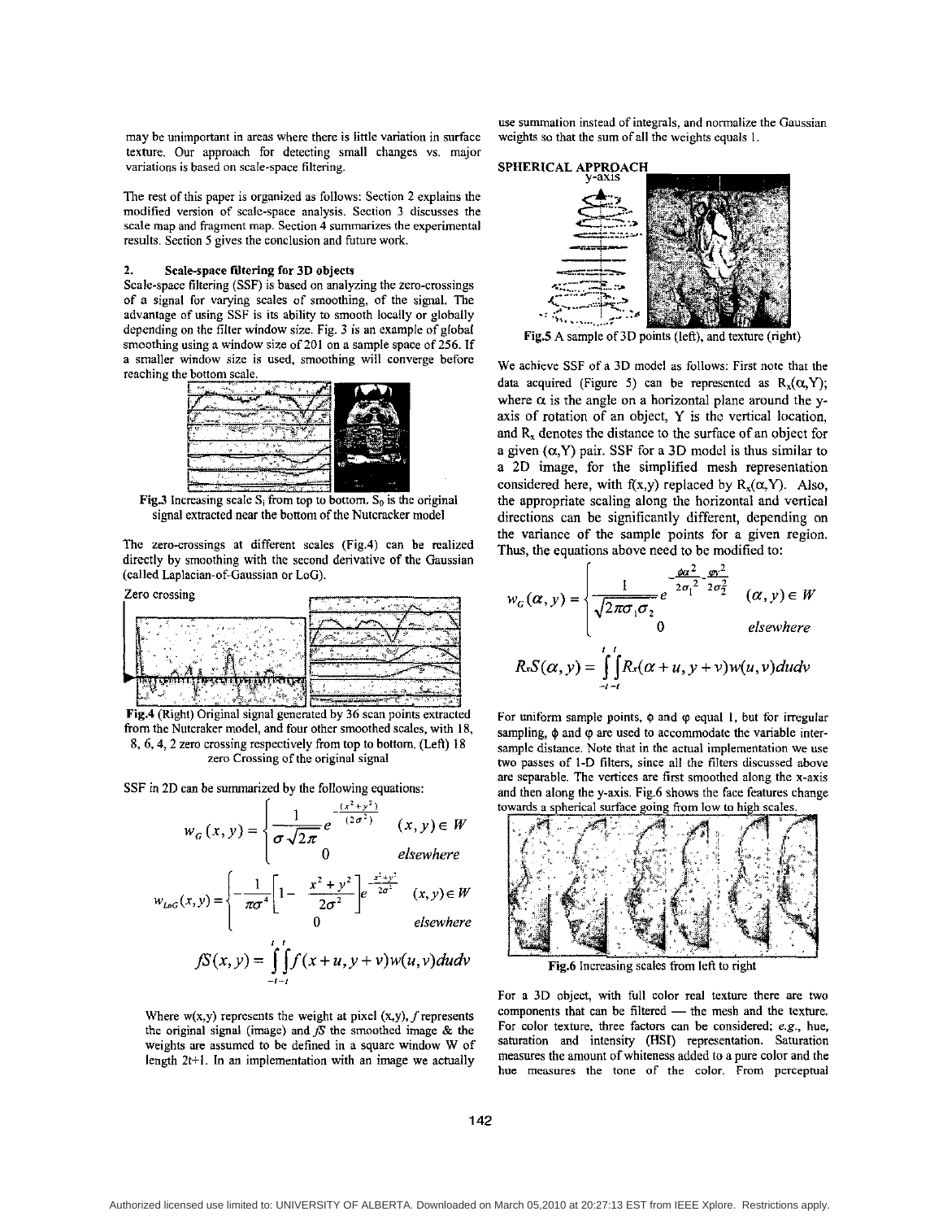may be unimportant in areas where there is little variation in surface texture. Our approach for detecting small changes vs. major variations is based on scale-space filtering.

The rest of this paper is organized as follows: Section 2 explains the modified version of scale-space analysis. Section 3 discusses the scale map and fragment map. Section 4 summarizes the experimental results. Section 5 gives the conclusion and future work.

## 2. Scale-space filtering for 3D objects

Scale-space filtering (SSF) is based on analyzing the zero-crossings of a signal for varying scales of smoothing, of the signal. The advantage of using SSF is its ability to smooth locally or globally depending on the filter window size. Fig. 3 is an example of global smoothing using a window size of 201 on a sample space of 256. If a smaller window size is used, smoothing will converge before reaching the bottom scale.

**Fig.3** Increasing scale $S_i$ from top to bottom. $S_0$ is the original signal extracted near the bottom of the Nutcracker model

The zero-crossings at different scales (Fig.4) can be realized directly by smoothing with the second derivative of the Gaussian (called Laplacian-of-Gaussian or LoG).

**Fig.4** (Right) Original signal generated by 36 scan points extracted from the Nutcraker model, and four other smoothed scales, with 18, 8, 6, 4, 2 zero crossing respectively from top to bottom. (Left) 18 zero Crossing of the original signal

SSF in 2D can be summarized by the following equations:

$$w_G(x,y) = \begin{cases} \dfrac{1}{\sigma\sqrt{2\pi}} e^{-\frac{(x^2+y^2)}{(2\sigma^2)}} & (x,y) \in W \\ 0 & elsewhere \end{cases}$$

$$w_{LoG}(x,y) = \begin{cases} -\dfrac{1}{\pi\sigma^4}\left[1 - \dfrac{x^2+y^2}{2\sigma^2}\right] e^{-\frac{x^2+y^2}{2\sigma^2}} & (x,y) \in W \\ 0 & elsewhere \end{cases}$$

$$fS(x,y) = \int_{-t}^{t}\int_{-t}^{t} f(x+u, y+v)\, w(u,v)\, du\, dv$$

Where $w(x,y)$ represents the weight at pixel $(x,y)$, $f$ represents the original signal (image) and $fS$ the smoothed image & the weights are assumed to be defined in a square window W of length $2t+1$. In an implementation with an image we actually use summation instead of integrals, and normalize the Gaussian weights so that the sum of all the weights equals 1.

## SPHERICAL APPROACH

**Fig.5** A sample of 3D points (left), and texture (right)

We achieve SSF of a 3D model as follows: First note that the data acquired (Figure 5) can be represented as $R_x(\alpha, Y)$; where $\alpha$ is the angle on a horizontal plane around the y-axis of rotation of an object, Y is the vertical location, and $R_x$ denotes the distance to the surface of an object for a given $(\alpha, Y)$ pair. SSF for a 3D model is thus similar to a 2D image, for the simplified mesh representation considered here, with $f(x,y)$ replaced by $R_x(\alpha, Y)$. Also, the appropriate scaling along the horizontal and vertical directions can be significantly different, depending on the variance of the sample points for a given region. Thus, the equations above need to be modified to:

$$w_G(\alpha,y) = \begin{cases} \dfrac{1}{\sqrt{2\pi\sigma_1\sigma_2}} e^{-\frac{\phi\alpha^2}{2\sigma_1^2} - \frac{\varphi y^2}{2\sigma_2^2}} & (\alpha,y) \in W \\ 0 & elsewhere \end{cases}$$

$$R_xS(\alpha,y) = \int_{-t}^{t}\int_{-t}^{t} R_x(\alpha+u, y+v)\, w(u,v)\, du\, dv$$

For uniform sample points, $\phi$ and $\varphi$ equal 1, but for irregular sampling, $\phi$ and $\varphi$ are used to accommodate the variable inter-sample distance. Note that in the actual implementation we use two passes of 1-D filters, since all the filters discussed above are separable. The vertices are first smoothed along the x-axis and then along the y-axis. Fig.6 shows the face features change towards a spherical surface going from low to high scales.

**Fig.6** Increasing scales from left to right

For a 3D object, with full color real texture there are two components that can be filtered — the mesh and the texture. For color texture, three factors can be considered; *e.g.*, hue, saturation and intensity (HSI) representation. Saturation measures the amount of whiteness added to a pure color and the hue measures the tone of the color. From perceptual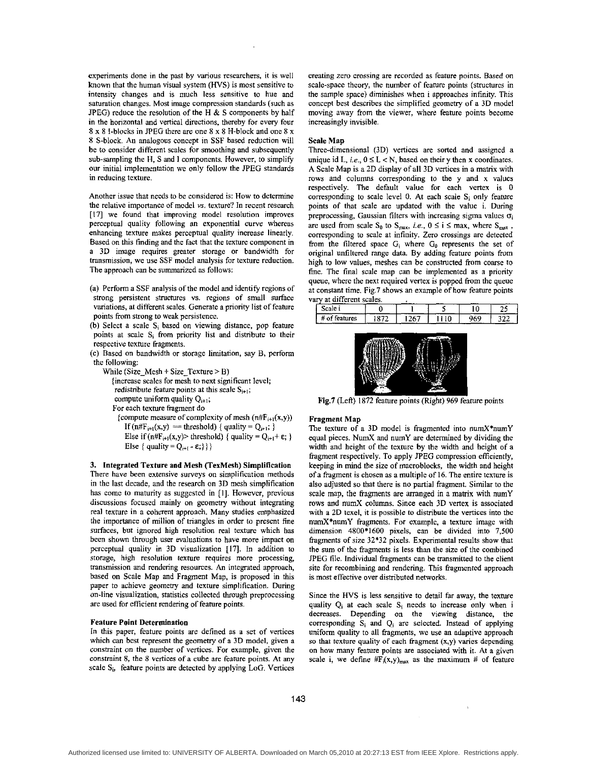experiments done in the past by various researchers, it is well known that the human visual system (HVS) is most sensitive to intensity changes and is much less sensitive to hue and saturation changes. Most image compression standards (such as JPEG) reduce the resolution of the H & S components by half in the horizontal and vertical directions, thereby for every four 8 x 8 I-blocks in JPEG there are one 8 x 8 H-block and one 8 x 8 S-block. An analogous concept in SSF based reduction will be to consider different scales for smoothing and subsequently sub-sampling the H, S and I components. However, to simplify our initial implementation we only follow the JPEG standards in reducing texture.

Another issue that needs to be considered is: How to determine the relative importance of model *vs.* texture? In recent research [17] we found that improving model resolution improves perceptual quality following an exponential curve whereas enhancing texture makes perceptual quality increase linearly. Based on this finding and the fact that the texture component in a 3D image requires greater storage or bandwidth for transmission, we use SSF model analysis for texture reduction. The approach can be summarized as follows:

(a) Perform a SSF analysis of the model and identify regions of strong persistent structures vs. regions of small surface variations, at different scales. Generate a priority list of feature points from strong to weak persistence.

(b) Select a scale $S_i$ based on viewing distance, pop feature points at scale $S_i$ from priority list and distribute to their respective texture fragments.

(c) Based on bandwidth or storage limitation, say B, perform the following:

```
While (Size_Mesh + Size_Texture > B)
    {increase scales for mesh to next significant level;
    redistribute feature points at this scale S_{i+1};
    compute uniform quality Q_{i+1};
    For each texture fragment do
      {compute measure of complexity of mesh (n#F_{i+1}(x,y))
        If (n#F_{i+1}(x,y) == threshold) { quality = Q_{i+1}; }
        Else if (n#F_{i+1}(x,y) > threshold) { quality = Q_{i+1} + ε; }
        Else { quality = Q_{i+1} - ε; } } }
```

## 3. Integrated Texture and Mesh (TexMesh) Simplification

There have been extensive surveys on simplification methods in the last decade, and the research on 3D mesh simplification has come to maturity as suggested in [1]. However, previous discussions focused mainly on geometry without integrating real texture in a coherent approach. Many studies emphasized the importance of million of triangles in order to present fine surfaces, but ignored high resolution real texture which has been shown through user evaluations to have more impact on perceptual quality in 3D visualization [17]. In addition to storage, high resolution texture requires more processing, transmission and rendering resources. An integrated approach, based on Scale Map and Fragment Map, is proposed in this paper to achieve geometry and texture simplification. During on-line visualization, statistics collected through preprocessing are used for efficient rendering of feature points.

### Feature Point Determination

In this paper, feature points are defined as a set of vertices which can best represent the geometry of a 3D model, given a constraint on the number of vertices. For example, given the constraint 8, the 8 vertices of a cube are feature points. At any scale $S_i$, feature points are detected by applying LoG. Vertices creating zero crossing are recorded as feature points. Based on scale-space theory, the number of feature points (structures in the sample space) diminishes when i approaches infinity. This concept best describes the simplified geometry of a 3D model moving away from the viewer, where feature points become increasingly invisible.

### Scale Map

Three-dimensional (3D) vertices are sorted and assigned a unique id L, *i.e.*, $0 \le L < N$, based on their y then x coordinates. A Scale Map is a 2D display of all 3D vertices in a matrix with rows and columns corresponding to the y and x values respectively. The default value for each vertex is 0 corresponding to scale level 0. At each scale $S_i$ only feature points of that scale are updated with the value i. During preprocessing, Gaussian filters with increasing sigma values $\sigma_i$ are used from scale $S_0$ to $S_{max}$, *i.e.*, $0 \le i \le$ max, where $S_{max}$, corresponding to scale at infinity. Zero crossings are detected from the filtered space $G_i$ where $G_0$ represents the set of original unfiltered range data. By adding feature points from high to low values, meshes can be constructed from coarse to fine. The final scale map can be implemented as a priority queue, where the next required vertex is popped from the queue at constant time. Fig.7 shows an example of how feature points vary at different scales.

| Scale i | 0 | 1 | 5 | 10 | 25 |
|---|---|---|---|---|---|
| # of features | 1872 | 1267 | 1110 | 969 | 322 |

**Fig.7** (Left) 1872 feature points (Right) 969 feature points

### Fragment Map

The texture of a 3D model is fragmented into numX*numY equal pieces. NumX and numY are determined by dividing the width and height of the texture by the width and height of a fragment respectively. To apply JPEG compression efficiently, keeping in mind the size of macroblocks, the width and height of a fragment is chosen as a multiple of 16. The entire texture is also adjusted so that there is no partial fragment. Similar to the scale map, the fragments are arranged in a matrix with numY rows and numX columns. Since each 3D vertex is associated with a 2D texel, it is possible to distribute the vertices into the numX*numY fragments. For example, a texture image with dimension 4800*1600 pixels, can be divided into 7,500 fragments of size 32*32 pixels. Experimental results show that the sum of the fragments is less than the size of the combined JPEG file. Individual fragments can be transmitted to the client site for recombining and rendering. This fragmented approach is most effective over distributed networks.

Since the HVS is less sensitive to detail far away, the texture quality $Q_i$ at each scale $S_i$ needs to increase only when i decreases. Depending on the viewing distance, the corresponding $S_i$ and $Q_i$ are selected. Instead of applying uniform quality to all fragments, we use an adaptive approach so that texture quality of each fragment (x,y) varies depending on how many feature points are associated with it. At a given scale i, we define $\#F_i(x,y)_{max}$ as the maximum # of feature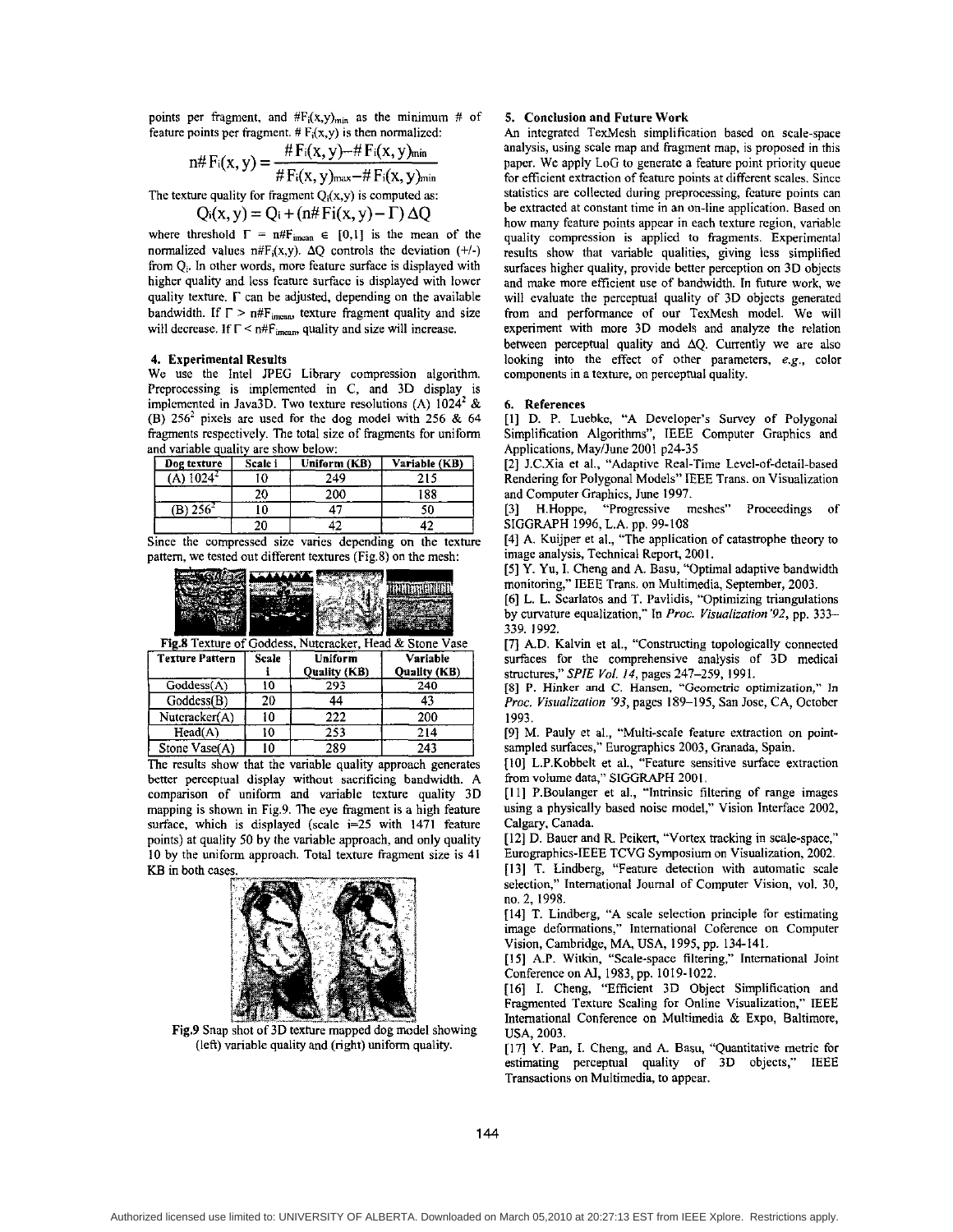points per fragment, and $\#F_i(x,y)_{min}$ as the minimum # of feature points per fragment. $\# F_i(x,y)$ is then normalized:

$$n\# F_i(x,y) = \frac{\# F_i(x,y) - \# F_i(x,y)_{min}}{\# F_i(x,y)_{max} - \# F_i(x,y)_{min}}$$

The texture quality for fragment $Q_i(x,y)$ is computed as:

$$Q_i(x,y) = Q_i + (n\# Fi(x,y) - \Gamma)\,\Delta Q$$

where threshold $\Gamma = n\#F_{imean} \in [0,1]$ is the mean of the normalized values $n\#F_i(x,y)$. $\Delta Q$ controls the deviation (+/-) from $Q_i$. In other words, more feature surface is displayed with higher quality and less feature surface is displayed with lower quality texture. $\Gamma$ can be adjusted, depending on the available bandwidth. If $\Gamma > n\#F_{imean}$, texture fragment quality and size will decrease. If $\Gamma < n\#F_{imean}$, quality and size will increase.

## 4. Experimental Results

We use the Intel JPEG Library compression algorithm. Preprocessing is implemented in C, and 3D display is implemented in Java3D. Two texture resolutions (A) $1024^2$ & (B) $256^2$ pixels are used for the dog model with 256 & 64 fragments respectively. The total size of fragments for uniform and variable quality are show below:

| Dog texture | Scale i | Uniform (KB) | Variable (KB) |
|---|---|---|---|
| (A) $1024^2$ | 10 | 249 | 215 |
| | 20 | 200 | 188 |
| (B) $256^2$ | 10 | 47 | 50 |
| | 20 | 42 | 42 |

Since the compressed size varies depending on the texture pattern, we tested out different textures (Fig.8) on the mesh:

**Fig.8** Texture of Goddess, Nutcracker, Head & Stone Vase

| Texture Pattern | Scale i | Uniform Quality (KB) | Variable Quality (KB) |
|---|---|---|---|
| Goddess(A) | 10 | 293 | 240 |
| Goddess(B) | 20 | 44 | 43 |
| Nutcracker(A) | 10 | 222 | 200 |
| Head(A) | 10 | 253 | 214 |
| Stone Vase(A) | 10 | 289 | 243 |

The results show that the variable quality approach generates better perceptual display without sacrificing bandwidth. A comparison of uniform and variable texture quality 3D mapping is shown in Fig.9. The eye fragment is a high feature surface, which is displayed (scale i=25 with 1471 feature points) at quality 50 by the variable approach, and only quality 10 by the uniform approach. Total texture fragment size is 41 KB in both cases.

**Fig.9** Snap shot of 3D texture mapped dog model showing (left) variable quality and (right) uniform quality.

## 5. Conclusion and Future Work

An integrated TexMesh simplification based on scale-space analysis, using scale map and fragment map, is proposed in this paper. We apply LoG to generate a feature point priority queue for efficient extraction of feature points at different scales. Since statistics are collected during preprocessing, feature points can be extracted at constant time in an on-line application. Based on how many feature points appear in each texture region, variable quality compression is applied to fragments. Experimental results show that variable qualities, giving less simplified surfaces higher quality, provide better perception on 3D objects and make more efficient use of bandwidth. In future work, we will evaluate the perceptual quality of 3D objects generated from and performance of our TexMesh model. We will experiment with more 3D models and analyze the relation between perceptual quality and $\Delta Q$. Currently we are also looking into the effect of other parameters, *e.g.*, color components in a texture, on perceptual quality.

## 6. References

[1] D. P. Luebke, "A Developer's Survey of Polygonal Simplification Algorithms", IEEE Computer Graphics and Applications, May/June 2001 p24-35

[2] J.C.Xia et al., "Adaptive Real-Time Level-of-detail-based Rendering for Polygonal Models" IEEE Trans. on Visualization and Computer Graphics, June 1997.

[3] H.Hoppe, "Progressive meshes" Proceedings of SIGGRAPH 1996, L.A. pp. 99-108

[4] A. Kuijper et al., "The application of catastrophe theory to image analysis, Technical Report, 2001.

[5] Y. Yu, I. Cheng and A. Basu, "Optimal adaptive bandwidth monitoring," IEEE Trans. on Multimedia, September, 2003.

[6] L. L. Scarlatos and T. Pavlidis, "Optimizing triangulations by curvature equalization," In *Proc. Visualization'92*, pp. 333–339. 1992.

[7] A.D. Kalvin et al., "Constructing topologically connected surfaces for the comprehensive analysis of 3D medical structures," *SPIE Vol. 14*, pages 247–259, 1991.

[8] P. Hinker and C. Hansen, "Geometric optimization," In *Proc. Visualization '93*, pages 189–195, San Jose, CA, October 1993.

[9] M. Pauly et al., "Multi-scale feature extraction on point-sampled surfaces," Eurographics 2003, Granada, Spain.

[10] L.P.Kobbelt et al., "Feature sensitive surface extraction from volume data," SIGGRAPH 2001.

[11] P.Boulanger et al., "Intrinsic filtering of range images using a physically based noise model," Vision Interface 2002, Calgary, Canada.

[12] D. Bauer and R. Peikert, "Vortex tracking in scale-space," Eurographics-IEEE TCVG Symposium on Visualization, 2002.

[13] T. Lindberg, "Feature detection with automatic scale selection," International Journal of Computer Vision, vol. 30, no. 2, 1998.

[14] T. Lindberg, "A scale selection principle for estimating image deformations," International Coference on Computer Vision, Cambridge, MA, USA, 1995, pp. 134-141.

[15] A.P. Witkin, "Scale-space filtering," International Joint Conference on AI, 1983, pp. 1019-1022.

[16] I. Cheng, "Efficient 3D Object Simplification and Fragmented Texture Scaling for Online Visualization," IEEE International Conference on Multimedia & Expo, Baltimore, USA, 2003.

[17] Y. Pan, I. Cheng, and A. Basu, "Quantitative metric for estimating perceptual quality of 3D objects," IEEE Transactions on Multimedia, to appear.